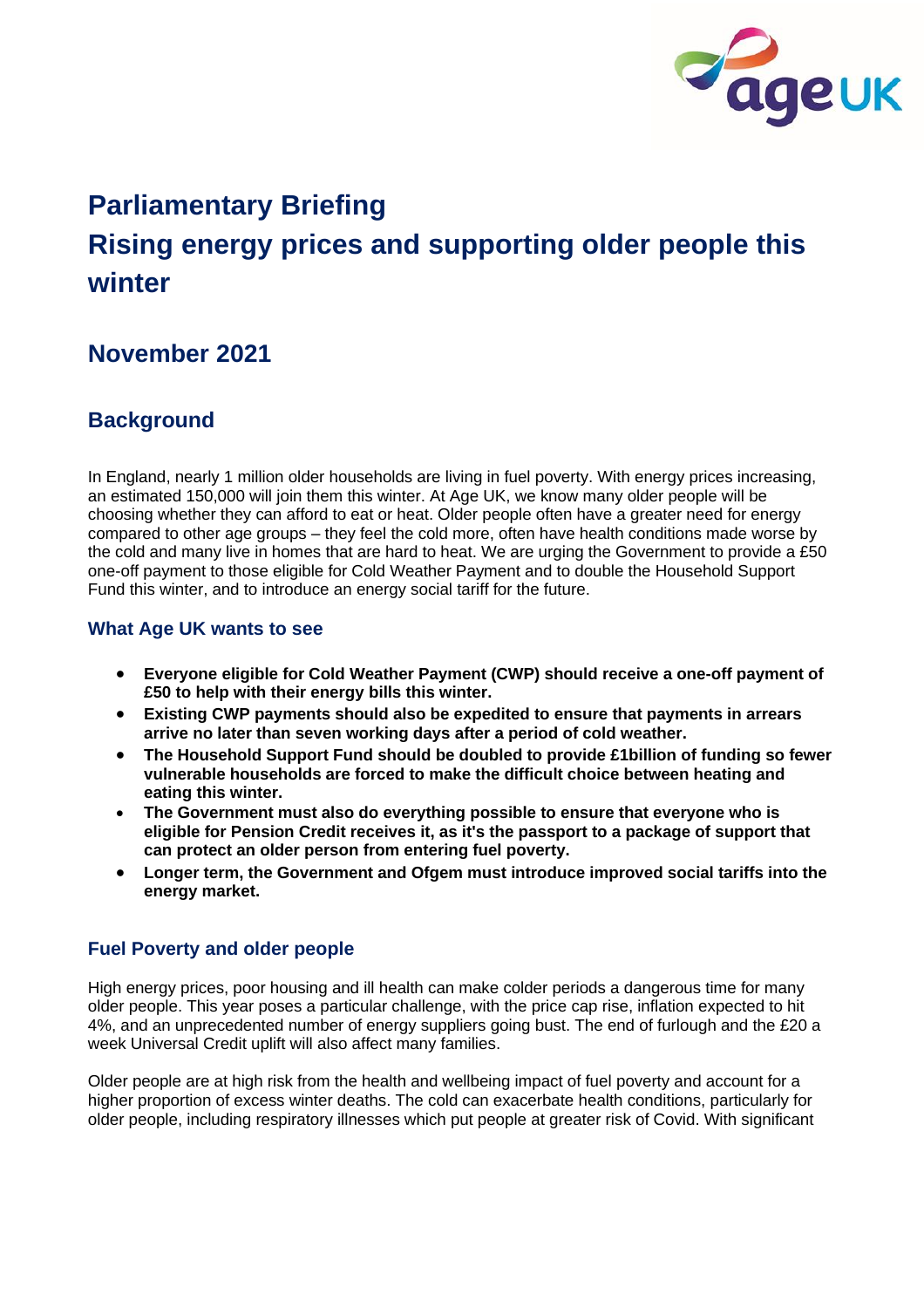# Parliamentary Briefing
# Rising energy prices and supporting older people this winter

## November 2021

## Background

In England, nearly 1 million older households are living in fuel poverty. With energy prices increasing, an estimated 150,000 will join them this winter. At Age UK, we know many older people will be choosing whether they can afford to eat or heat. Older people often have a greater need for energy compared to other age groups – they feel the cold more, often have health conditions made worse by the cold and many live in homes that are hard to heat. We are urging the Government to provide a £50 one-off payment to those eligible for Cold Weather Payment and to double the Household Support Fund this winter, and to introduce an energy social tariff for the future.

### What Age UK wants to see

- **Everyone eligible for Cold Weather Payment (CWP) should receive a one-off payment of £50 to help with their energy bills this winter.**
- **Existing CWP payments should also be expedited to ensure that payments in arrears arrive no later than seven working days after a period of cold weather.**
- **The Household Support Fund should be doubled to provide £1billion of funding so fewer vulnerable households are forced to make the difficult choice between heating and eating this winter.**
- **The Government must also do everything possible to ensure that everyone who is eligible for Pension Credit receives it, as it's the passport to a package of support that can protect an older person from entering fuel poverty.**
- **Longer term, the Government and Ofgem must introduce improved social tariffs into the energy market.**

### Fuel Poverty and older people

High energy prices, poor housing and ill health can make colder periods a dangerous time for many older people. This year poses a particular challenge, with the price cap rise, inflation expected to hit 4%, and an unprecedented number of energy suppliers going bust. The end of furlough and the £20 a week Universal Credit uplift will also affect many families.

Older people are at high risk from the health and wellbeing impact of fuel poverty and account for a higher proportion of excess winter deaths. The cold can exacerbate health conditions, particularly for older people, including respiratory illnesses which put people at greater risk of Covid. With significant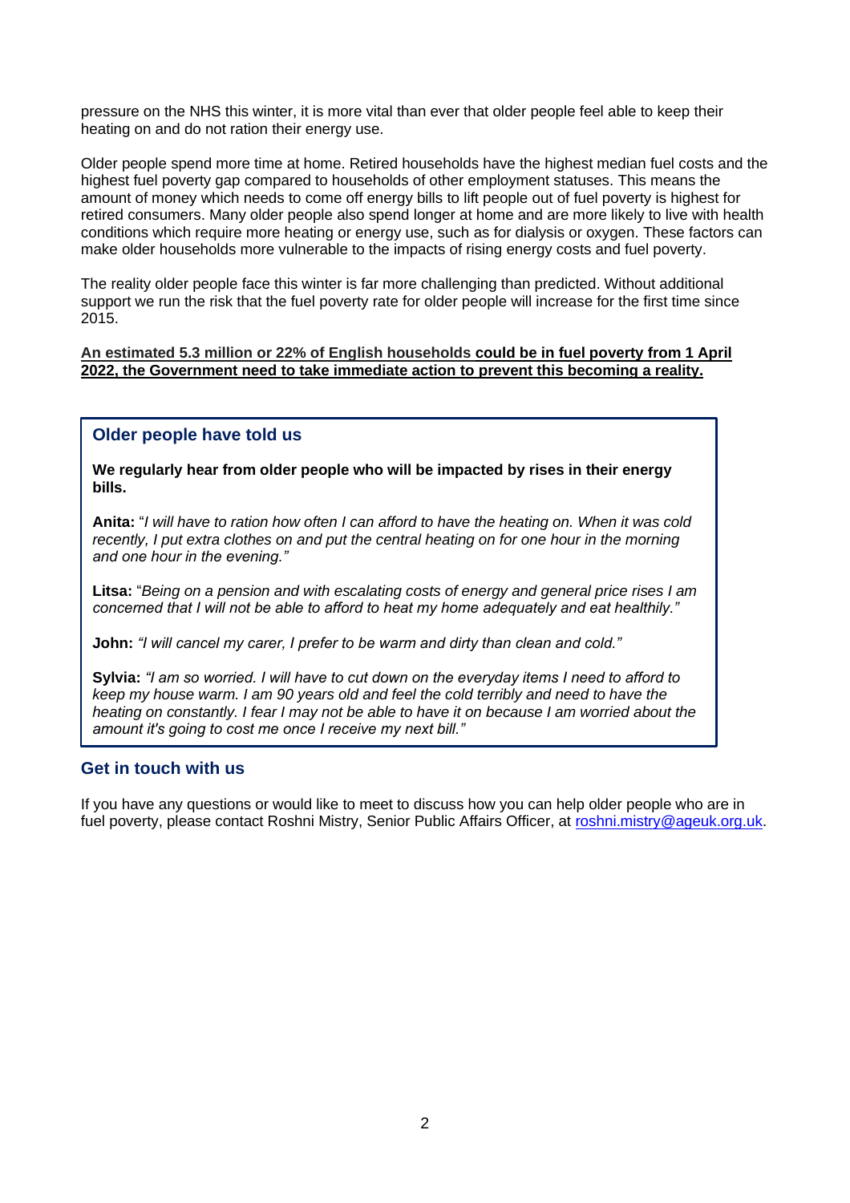pressure on the NHS this winter, it is more vital than ever that older people feel able to keep their heating on and do not ration their energy use.

Older people spend more time at home. Retired households have the highest median fuel costs and the highest fuel poverty gap compared to households of other employment statuses. This means the amount of money which needs to come off energy bills to lift people out of fuel poverty is highest for retired consumers. Many older people also spend longer at home and are more likely to live with health conditions which require more heating or energy use, such as for dialysis or oxygen. These factors can make older households more vulnerable to the impacts of rising energy costs and fuel poverty.

The reality older people face this winter is far more challenging than predicted. Without additional support we run the risk that the fuel poverty rate for older people will increase for the first time since 2015.

**An estimated 5.3 million or 22% of English households could be in fuel poverty from 1 April 2022, the Government need to take immediate action to prevent this becoming a reality.**

## Older people have told us

**We regularly hear from older people who will be impacted by rises in their energy bills.**

**Anita:** "*I will have to ration how often I can afford to have the heating on. When it was cold recently, I put extra clothes on and put the central heating on for one hour in the morning and one hour in the evening.*"

**Litsa:** "*Being on a pension and with escalating costs of energy and general price rises I am concerned that I will not be able to afford to heat my home adequately and eat healthily.*"

**John:** *"I will cancel my carer, I prefer to be warm and dirty than clean and cold."*

**Sylvia:** *"I am so worried. I will have to cut down on the everyday items I need to afford to keep my house warm. I am 90 years old and feel the cold terribly and need to have the heating on constantly. I fear I may not be able to have it on because I am worried about the amount it's going to cost me once I receive my next bill."*

## Get in touch with us

If you have any questions or would like to meet to discuss how you can help older people who are in fuel poverty, please contact Roshni Mistry, Senior Public Affairs Officer, at roshni.mistry@ageuk.org.uk.